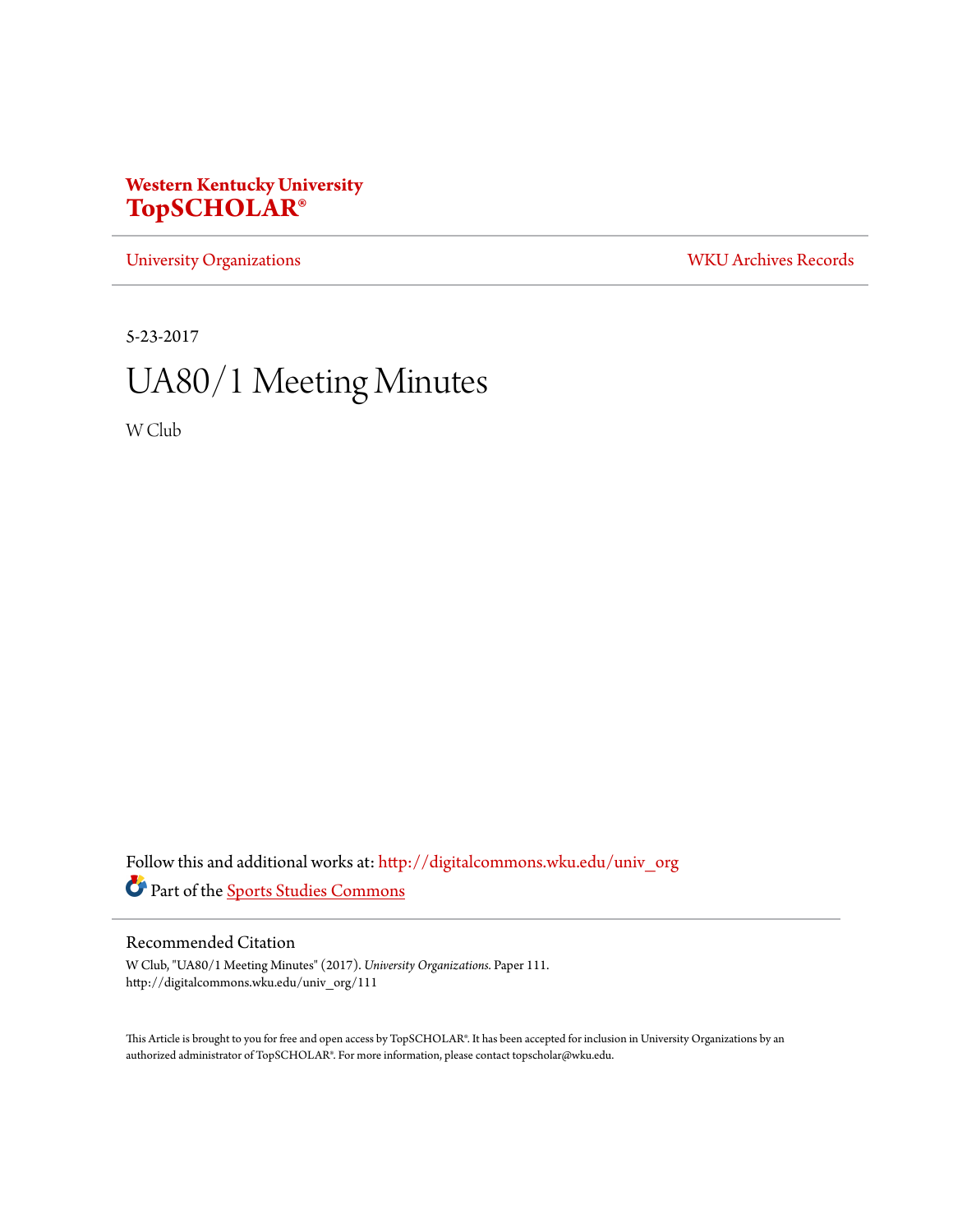**Western Kentucky University**
**TopSCHOLAR®**

University Organizations | WKU Archives Records

5-23-2017

# UA80/1 Meeting Minutes

W Club

Follow this and additional works at: http://digitalcommons.wku.edu/univ_org

Part of the Sports Studies Commons

## Recommended Citation

W Club, "UA80/1 Meeting Minutes" (2017). *University Organizations.* Paper 111.
http://digitalcommons.wku.edu/univ_org/111

This Article is brought to you for free and open access by TopSCHOLAR®. It has been accepted for inclusion in University Organizations by an authorized administrator of TopSCHOLAR®. For more information, please contact topscholar@wku.edu.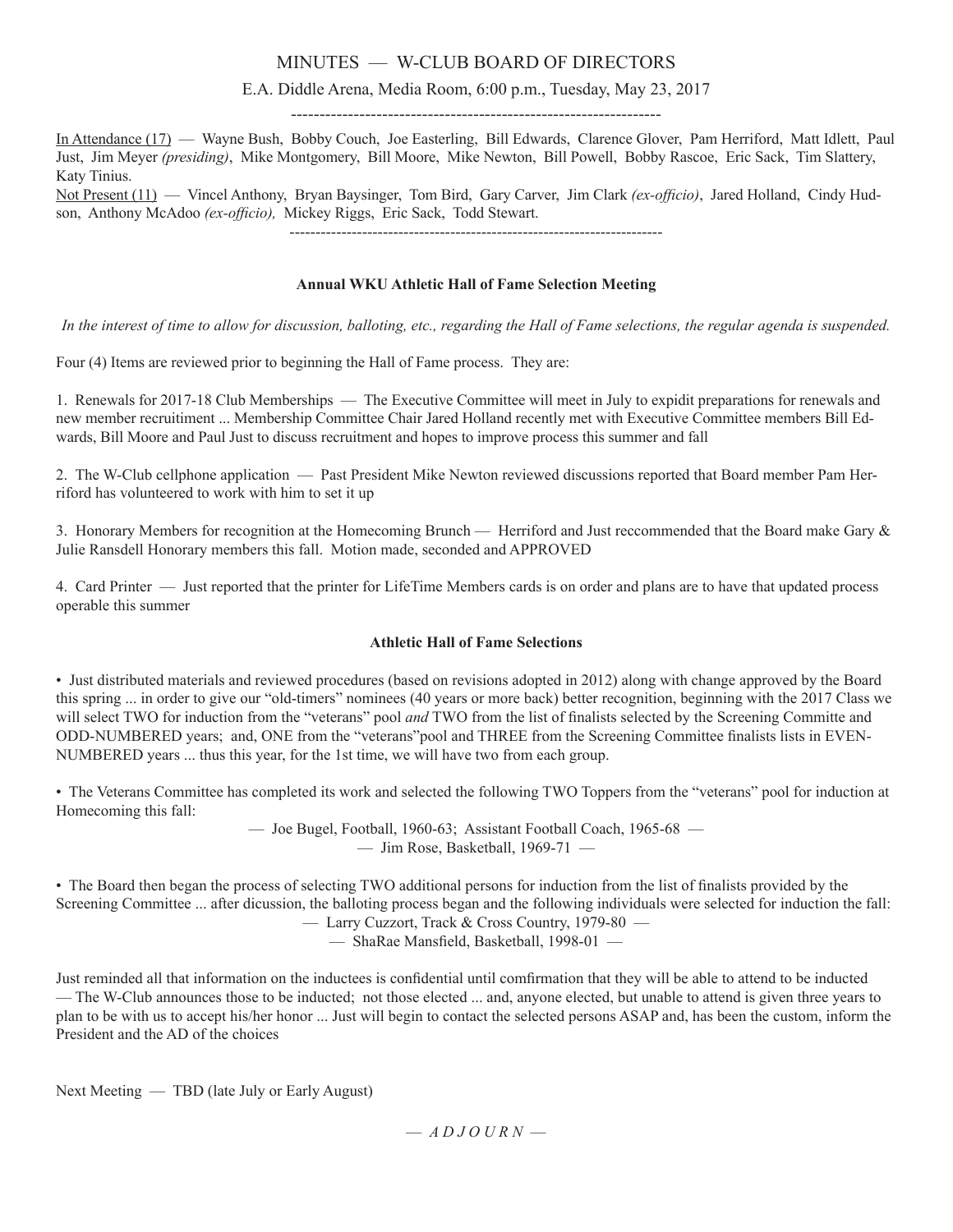# MINUTES — W-CLUB BOARD OF DIRECTORS

E.A. Diddle Arena, Media Room, 6:00 p.m., Tuesday, May 23, 2017

-----------------------------------------------------------------

In Attendance (17) — Wayne Bush, Bobby Couch, Joe Easterling, Bill Edwards, Clarence Glover, Pam Herriford, Matt Idlett, Paul Just, Jim Meyer *(presiding)*, Mike Montgomery, Bill Moore, Mike Newton, Bill Powell, Bobby Rascoe, Eric Sack, Tim Slattery, Katy Tinius.

Not Present (11) — Vincel Anthony, Bryan Baysinger, Tom Bird, Gary Carver, Jim Clark *(ex-officio)*, Jared Holland, Cindy Hudson, Anthony McAdoo *(ex-officio),* Mickey Riggs, Eric Sack, Todd Stewart.

-----------------------------------------------------------------

**Annual WKU Athletic Hall of Fame Selection Meeting**

*In the interest of time to allow for discussion, balloting, etc., regarding the Hall of Fame selections, the regular agenda is suspended.*

Four (4) Items are reviewed prior to beginning the Hall of Fame process. They are:

1. Renewals for 2017-18 Club Memberships — The Executive Committee will meet in July to expidit preparations for renewals and new member recruitiment ... Membership Committee Chair Jared Holland recently met with Executive Committee members Bill Edwards, Bill Moore and Paul Just to discuss recruitment and hopes to improve process this summer and fall

2. The W-Club cellphone application — Past President Mike Newton reviewed discussions reported that Board member Pam Herriford has volunteered to work with him to set it up

3. Honorary Members for recognition at the Homecoming Brunch — Herriford and Just reccommended that the Board make Gary & Julie Ransdell Honorary members this fall. Motion made, seconded and APPROVED

4. Card Printer — Just reported that the printer for LifeTime Members cards is on order and plans are to have that updated process operable this summer

**Athletic Hall of Fame Selections**

• Just distributed materials and reviewed procedures (based on revisions adopted in 2012) along with change approved by the Board this spring ... in order to give our "old-timers" nominees (40 years or more back) better recognition, beginning with the 2017 Class we will select TWO for induction from the "veterans" pool *and* TWO from the list of finalists selected by the Screening Committe and ODD-NUMBERED years; and, ONE from the "veterans"pool and THREE from the Screening Committee finalists lists in EVEN-NUMBERED years ... thus this year, for the 1st time, we will have two from each group.

• The Veterans Committee has completed its work and selected the following TWO Toppers from the "veterans" pool for induction at Homecoming this fall:

— Joe Bugel, Football, 1960-63; Assistant Football Coach, 1965-68 —

— Jim Rose, Basketball, 1969-71 —

• The Board then began the process of selecting TWO additional persons for induction from the list of finalists provided by the Screening Committee ... after dicussion, the balloting process began and the following individuals were selected for induction the fall:

— Larry Cuzzort, Track & Cross Country, 1979-80 —

— ShaRae Mansfield, Basketball, 1998-01 —

Just reminded all that information on the inductees is confidential until comfirmation that they will be able to attend to be inducted — The W-Club announces those to be inducted; not those elected ... and, anyone elected, but unable to attend is given three years to plan to be with us to accept his/her honor ... Just will begin to contact the selected persons ASAP and, has been the custom, inform the President and the AD of the choices

Next Meeting — TBD (late July or Early August)

*— A D J O U R N —*